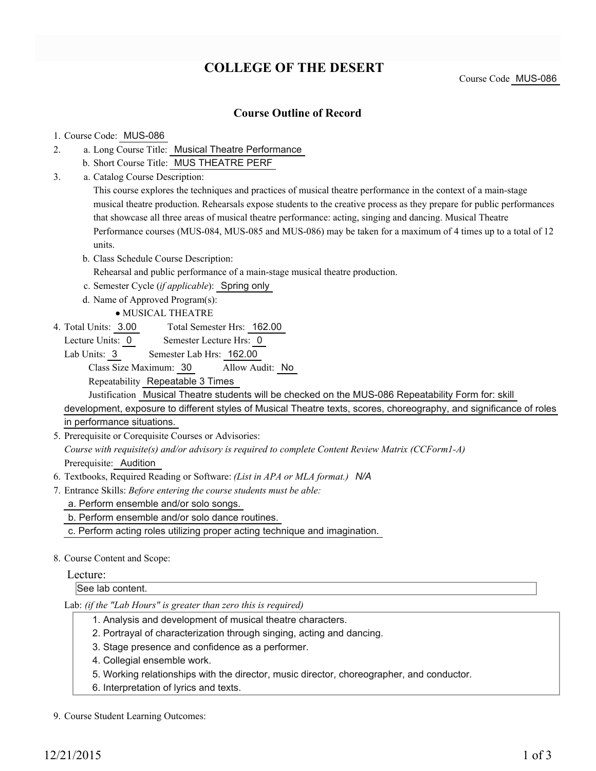# COLLEGE OF THE DESERT

Course Code MUS-086

## Course Outline of Record

1. Course Code: MUS-086
2. a. Long Course Title: Musical Theatre Performance
   b. Short Course Title: MUS THEATRE PERF
3. a. Catalog Course Description:
   This course explores the techniques and practices of musical theatre performance in the context of a main-stage musical theatre production. Rehearsals expose students to the creative process as they prepare for public performances that showcase all three areas of musical theatre performance: acting, singing and dancing. Musical Theatre Performance courses (MUS-084, MUS-085 and MUS-086) may be taken for a maximum of 4 times up to a total of 12 units.
   b. Class Schedule Course Description:
   Rehearsal and public performance of a main-stage musical theatre production.
   c. Semester Cycle (*if applicable*): Spring only
   d. Name of Approved Program(s):
   - MUSICAL THEATRE
4. Total Units: 3.00 Total Semester Hrs: 162.00
   Lecture Units: 0 Semester Lecture Hrs: 0
   Lab Units: 3 Semester Lab Hrs: 162.00
   Class Size Maximum: 30 Allow Audit: No
   Repeatability Repeatable 3 Times
   Justification Musical Theatre students will be checked on the MUS-086 Repeatability Form for: skill development, exposure to different styles of Musical Theatre texts, scores, choreography, and significance of roles in performance situations.
5. Prerequisite or Corequisite Courses or Advisories:
   *Course with requisite(s) and/or advisory is required to complete Content Review Matrix (CCForm1-A)*
   Prerequisite: Audition
6. Textbooks, Required Reading or Software: *(List in APA or MLA format.)* N/A
7. Entrance Skills: *Before entering the course students must be able:*
   a. Perform ensemble and/or solo songs.
   b. Perform ensemble and/or solo dance routines.
   c. Perform acting roles utilizing proper acting technique and imagination.
8. Course Content and Scope:

   Lecture:
   See lab content.

   Lab: *(if the "Lab Hours" is greater than zero this is required)*
   1. Analysis and development of musical theatre characters.
   2. Portrayal of characterization through singing, acting and dancing.
   3. Stage presence and confidence as a performer.
   4. Collegial ensemble work.
   5. Working relationships with the director, music director, choreographer, and conductor.
   6. Interpretation of lyrics and texts.
9. Course Student Learning Outcomes: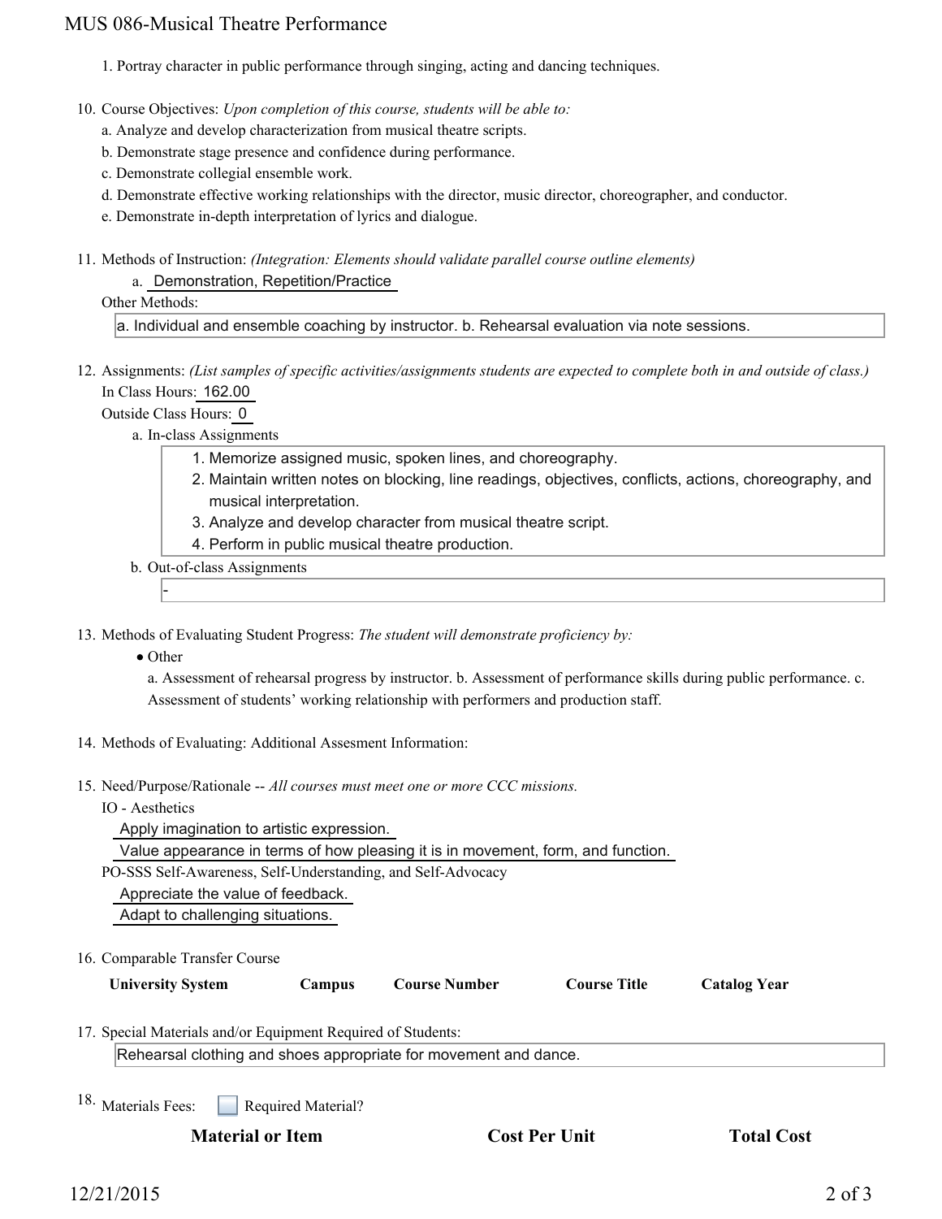1. Portray character in public performance through singing, acting and dancing techniques.

10. Course Objectives: *Upon completion of this course, students will be able to:*
    a. Analyze and develop characterization from musical theatre scripts.
    b. Demonstrate stage presence and confidence during performance.
    c. Demonstrate collegial ensemble work.
    d. Demonstrate effective working relationships with the director, music director, choreographer, and conductor.
    e. Demonstrate in-depth interpretation of lyrics and dialogue.

11. Methods of Instruction: *(Integration: Elements should validate parallel course outline elements)*
    a. Demonstration, Repetition/Practice

    Other Methods:

    a. Individual and ensemble coaching by instructor. b. Rehearsal evaluation via note sessions.

12. Assignments: *(List samples of specific activities/assignments students are expected to complete both in and outside of class.)*

    In Class Hours: 162.00

    Outside Class Hours: 0

    a. In-class Assignments
        1. Memorize assigned music, spoken lines, and choreography.
        2. Maintain written notes on blocking, line readings, objectives, conflicts, actions, choreography, and musical interpretation.
        3. Analyze and develop character from musical theatre script.
        4. Perform in public musical theatre production.

    b. Out-of-class Assignments

        -

13. Methods of Evaluating Student Progress: *The student will demonstrate proficiency by:*
    - Other

      a. Assessment of rehearsal progress by instructor. b. Assessment of performance skills during public performance. c. Assessment of students' working relationship with performers and production staff.

14. Methods of Evaluating: Additional Assesment Information:

15. Need/Purpose/Rationale -- *All courses must meet one or more CCC missions.*

    IO - Aesthetics

    Apply imagination to artistic expression.

    Value appearance in terms of how pleasing it is in movement, form, and function.

    PO-SSS Self-Awareness, Self-Understanding, and Self-Advocacy

    Appreciate the value of feedback.

    Adapt to challenging situations.

16. Comparable Transfer Course

| University System | Campus | Course Number | Course Title | Catalog Year |
|---|---|---|---|---|

17. Special Materials and/or Equipment Required of Students:

    Rehearsal clothing and shoes appropriate for movement and dance.

18. Materials Fees: ☐ Required Material?

| Material or Item | Cost Per Unit | Total Cost |
|---|---|---|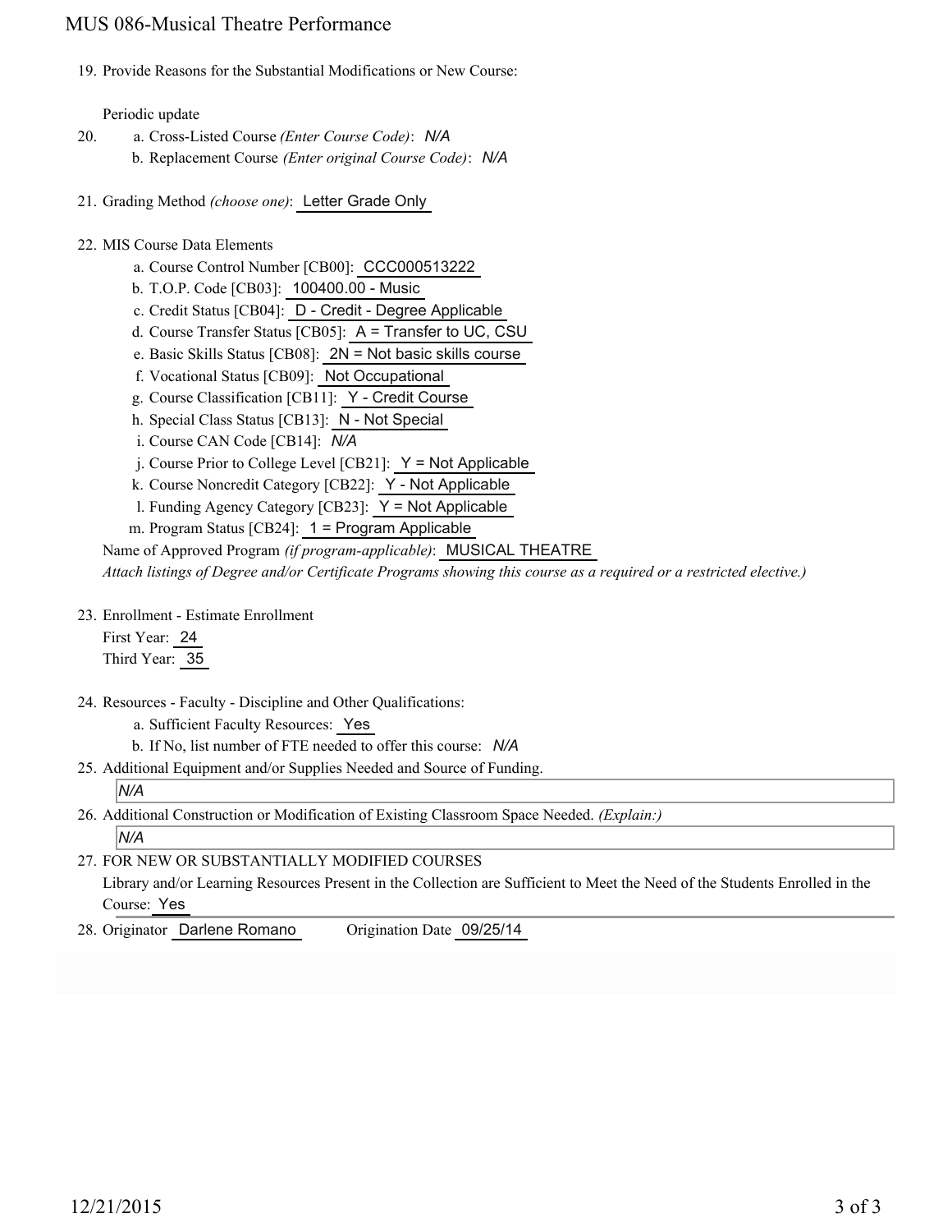19. Provide Reasons for the Substantial Modifications or New Course:

    Periodic update

20. a. Cross-Listed Course *(Enter Course Code)*: *N/A*
    b. Replacement Course *(Enter original Course Code)*: *N/A*

21. Grading Method *(choose one)*: Letter Grade Only

22. MIS Course Data Elements
    a. Course Control Number [CB00]: CCC000513222
    b. T.O.P. Code [CB03]: 100400.00 - Music
    c. Credit Status [CB04]: D - Credit - Degree Applicable
    d. Course Transfer Status [CB05]: A = Transfer to UC, CSU
    e. Basic Skills Status [CB08]: 2N = Not basic skills course
    f. Vocational Status [CB09]: Not Occupational
    g. Course Classification [CB11]: Y - Credit Course
    h. Special Class Status [CB13]: N - Not Special
    i. Course CAN Code [CB14]: *N/A*
    j. Course Prior to College Level [CB21]: Y = Not Applicable
    k. Course Noncredit Category [CB22]: Y - Not Applicable
    l. Funding Agency Category [CB23]: Y = Not Applicable
    m. Program Status [CB24]: 1 = Program Applicable

    Name of Approved Program *(if program-applicable)*: MUSICAL THEATRE

    *Attach listings of Degree and/or Certificate Programs showing this course as a required or a restricted elective.)*

23. Enrollment - Estimate Enrollment
    First Year: 24
    Third Year: 35

24. Resources - Faculty - Discipline and Other Qualifications:
    a. Sufficient Faculty Resources: Yes
    b. If No, list number of FTE needed to offer this course: *N/A*

25. Additional Equipment and/or Supplies Needed and Source of Funding.

    *N/A*

26. Additional Construction or Modification of Existing Classroom Space Needed. *(Explain:)*

    *N/A*

27. FOR NEW OR SUBSTANTIALLY MODIFIED COURSES
    Library and/or Learning Resources Present in the Collection are Sufficient to Meet the Need of the Students Enrolled in the Course: Yes

28. Originator Darlene Romano     Origination Date 09/25/14